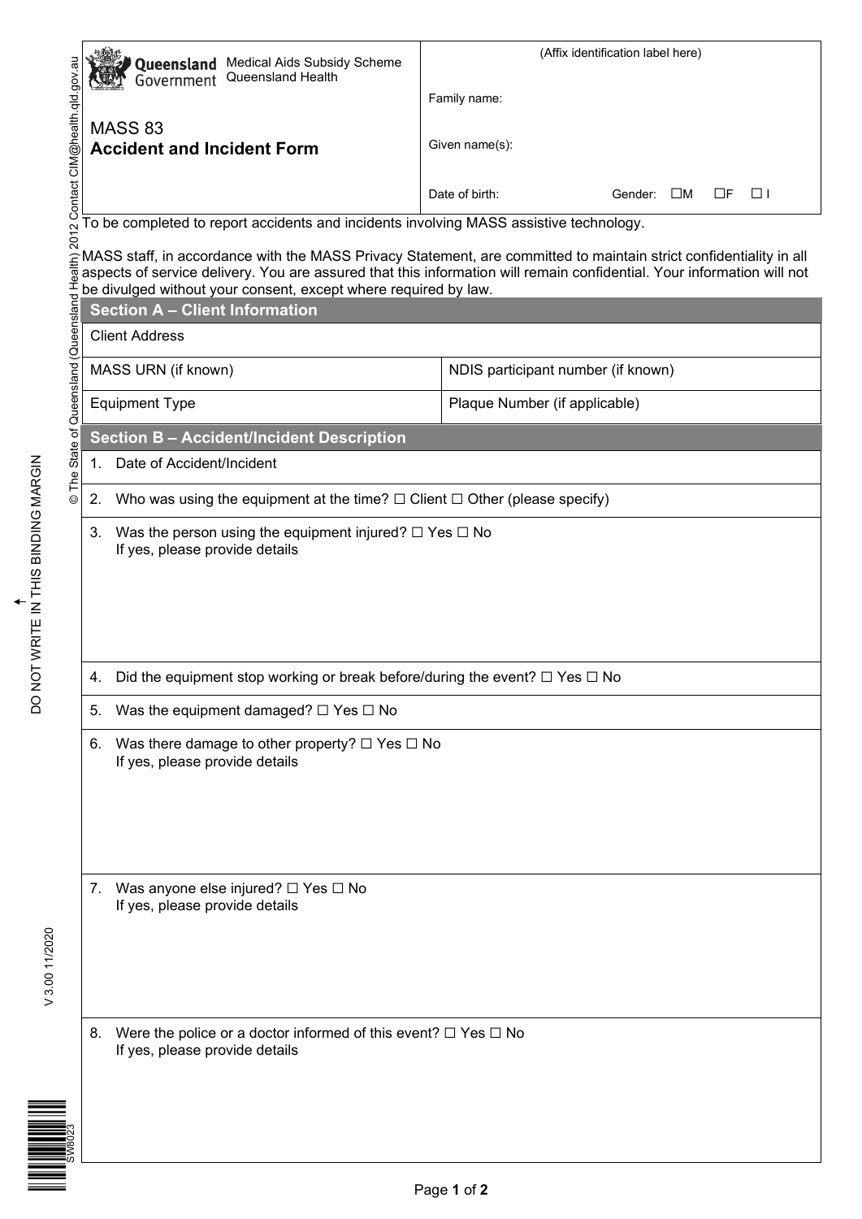Queensland Government

Medical Aids Subsidy Scheme
Queensland Health

# MASS 83
## Accident and Incident Form

(Affix identification label here)

Family name:

Given name(s):

Date of birth: Gender: ☐M ☐F ☐ I

To be completed to report accidents and incidents involving MASS assistive technology.

MASS staff, in accordance with the MASS Privacy Statement, are committed to maintain strict confidentiality in all aspects of service delivery. You are assured that this information will remain confidential. Your information will not be divulged without your consent, except where required by law.

## Section A – Client Information

| Client Address | |
|---|---|
| MASS URN (if known) | NDIS participant number (if known) |
| Equipment Type | Plaque Number (if applicable) |

## Section B – Accident/Incident Description

1. Date of Accident/Incident

2. Who was using the equipment at the time? ☐ Client ☐ Other (please specify)

3. Was the person using the equipment injured? ☐ Yes ☐ No
   If yes, please provide details

4. Did the equipment stop working or break before/during the event? ☐ Yes ☐ No

5. Was the equipment damaged? ☐ Yes ☐ No

6. Was there damage to other property? ☐ Yes ☐ No
   If yes, please provide details

7. Was anyone else injured? ☐ Yes ☐ No
   If yes, please provide details

8. Were the police or a doctor informed of this event? ☐ Yes ☐ No
   If yes, please provide details

DO NOT WRITE IN THIS BINDING MARGIN

© The State of Queensland (Queensland Health) 2012 Contact CIM@health.qld.gov.au

V 3.00 11/2020

SW8023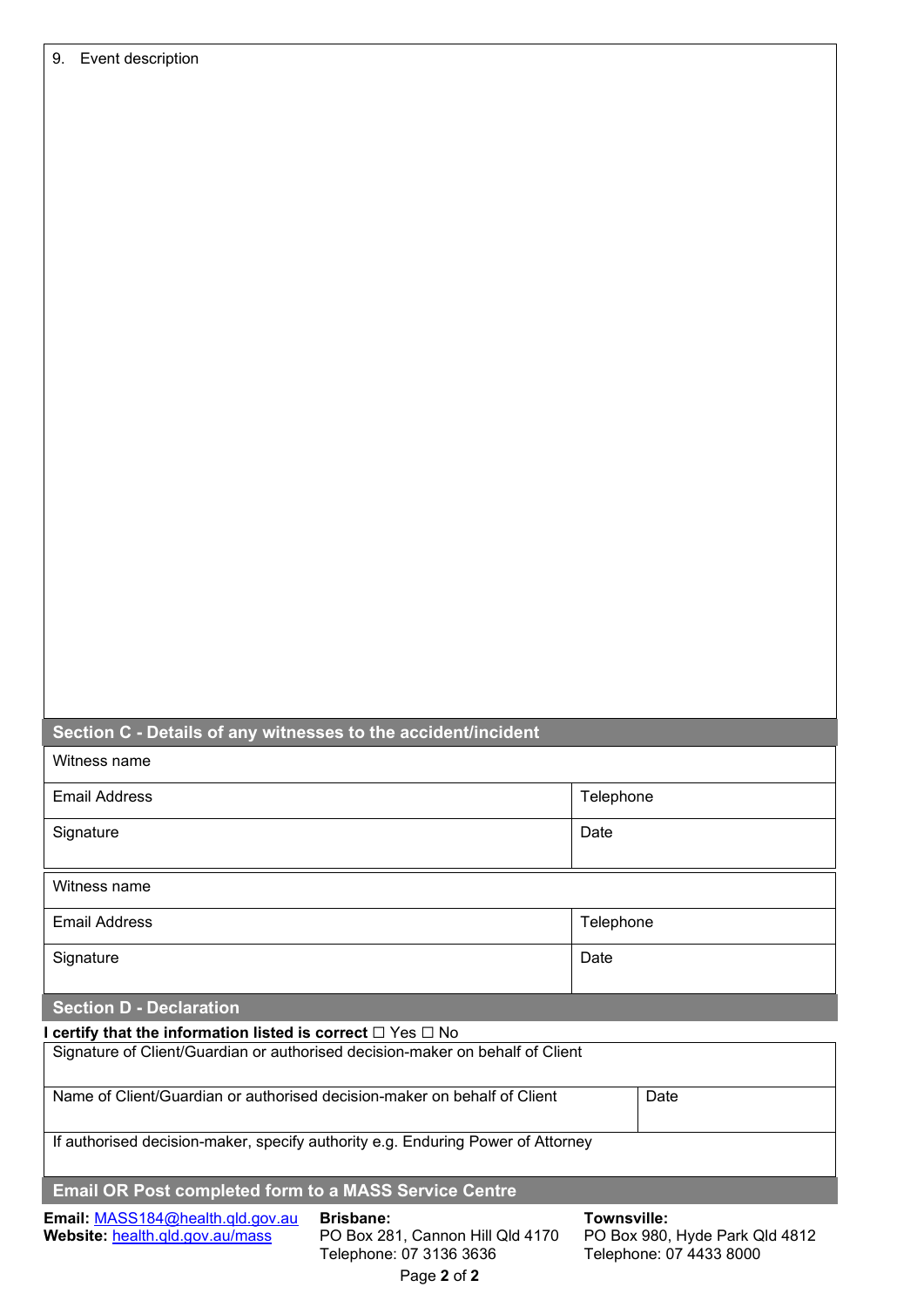9. Event description

## Section C - Details of any witnesses to the accident/incident

| | |
|---|---|
| Witness name | |
| Email Address | Telephone |
| Signature | Date |

| | |
|---|---|
| Witness name | |
| Email Address | Telephone |
| Signature | Date |

## Section D - Declaration

**I certify that the information listed is correct** ☐ Yes ☐ No

| | |
|---|---|
| Signature of Client/Guardian or authorised decision-maker on behalf of Client | |
| Name of Client/Guardian or authorised decision-maker on behalf of Client | Date |
| If authorised decision-maker, specify authority e.g. Enduring Power of Attorney | |

## Email OR Post completed form to a MASS Service Centre

**Email:** MASS184@health.qld.gov.au
**Website:** health.qld.gov.au/mass

**Brisbane:**
PO Box 281, Cannon Hill Qld 4170
Telephone: 07 3136 3636

**Townsville:**
PO Box 980, Hyde Park Qld 4812
Telephone: 07 4433 8000